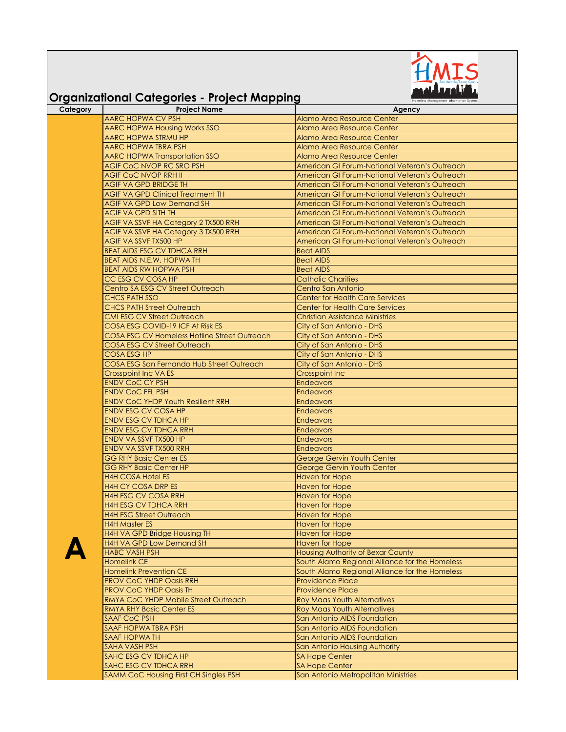# Organizational Categories - Project Mapping

| Category | Project Name | Agency |
|---|---|---|
| A | AARC HOPWA CV PSH | Alamo Area Resource Center |
| | AARC HOPWA Housing Works SSO | Alamo Area Resource Center |
| | AARC HOPWA STRMU HP | Alamo Area Resource Center |
| | AARC HOPWA TBRA PSH | Alamo Area Resource Center |
| | AARC HOPWA Transportation SSO | Alamo Area Resource Center |
| | AGIF CoC NVOP RC SRO PSH | American GI Forum-National Veteran's Outreach |
| | AGIF CoC NVOP RRH II | American GI Forum-National Veteran's Outreach |
| | AGIF VA GPD BRIDGE TH | American GI Forum-National Veteran's Outreach |
| | AGIF VA GPD Clinical Treatment TH | American GI Forum-National Veteran's Outreach |
| | AGIF VA GPD Low Demand SH | American GI Forum-National Veteran's Outreach |
| | AGIF VA GPD SITH TH | American GI Forum-National Veteran's Outreach |
| | AGIF VA SSVF HA Category 2 TX500 RRH | American GI Forum-National Veteran's Outreach |
| | AGIF VA SSVF HA Category 3 TX500 RRH | American GI Forum-National Veteran's Outreach |
| | AGIF VA SSVF TX500 HP | American GI Forum-National Veteran's Outreach |
| | BEAT AIDS ESG CV TDHCA RRH | Beat AIDS |
| | BEAT AIDS N.E.W. HOPWA TH | Beat AIDS |
| | BEAT AIDS RW HOPWA PSH | Beat AIDS |
| | CC ESG CV COSA HP | Catholic Charities |
| | Centro SA ESG CV Street Outreach | Centro San Antonio |
| | CHCS PATH SSO | Center for Health Care Services |
| | CHCS PATH Street Outreach | Center for Health Care Services |
| | CMI ESG CV Street Outreach | Christian Assistance Ministries |
| | COSA ESG COVID-19 ICF At Risk ES | City of San Antonio - DHS |
| | COSA ESG CV Homeless Hotline Street Outreach | City of San Antonio - DHS |
| | COSA ESG CV Street Outreach | City of San Antonio - DHS |
| | COSA ESG HP | City of San Antonio - DHS |
| | COSA ESG San Fernando Hub Street Outreach | City of San Antonio - DHS |
| | Crosspoint Inc VA ES | Crosspoint Inc |
| | ENDV CoC CY PSH | Endeavors |
| | ENDV CoC FFL PSH | Endeavors |
| | ENDV CoC YHDP Youth Resilient RRH | Endeavors |
| | ENDV ESG CV COSA HP | Endeavors |
| | ENDV ESG CV TDHCA HP | Endeavors |
| | ENDV ESG CV TDHCA RRH | Endeavors |
| | ENDV VA SSVF TX500 HP | Endeavors |
| | ENDV VA SSVF TX500 RRH | Endeavors |
| | GG RHY Basic Center ES | George Gervin Youth Center |
| | GG RHY Basic Center HP | George Gervin Youth Center |
| | H4H COSA Hotel ES | Haven for Hope |
| | H4H CY COSA DRP ES | Haven for Hope |
| | H4H ESG CV COSA RRH | Haven for Hope |
| | H4H ESG CV TDHCA RRH | Haven for Hope |
| | H4H ESG Street Outreach | Haven for Hope |
| | H4H Master ES | Haven for Hope |
| | H4H VA GPD Bridge Housing TH | Haven for Hope |
| | H4H VA GPD Low Demand SH | Haven for Hope |
| | HABC VASH PSH | Housing Authority of Bexar County |
| | Homelink CE | South Alamo Regional Alliance for the Homeless |
| | Homelink Prevention CE | South Alamo Regional Alliance for the Homeless |
| | PROV CoC YHDP Oasis RRH | Providence Place |
| | PROV CoC YHDP Oasis TH | Providence Place |
| | RMYA CoC YHDP Mobile Street Outreach | Roy Maas Youth Alternatives |
| | RMYA RHY Basic Center ES | Roy Maas Youth Alternatives |
| | SAAF CoC PSH | San Antonio AIDS Foundation |
| | SAAF HOPWA TBRA PSH | San Antonio AIDS Foundation |
| | SAAF HOPWA TH | San Antonio AIDS Foundation |
| | SAHA VASH PSH | San Antonio Housing Authority |
| | SAHC ESG CV TDHCA HP | SA Hope Center |
| | SAHC ESG CV TDHCA RRH | SA Hope Center |
| | SAMM CoC Housing First CH Singles PSH | San Antonio Metropolitan Ministries |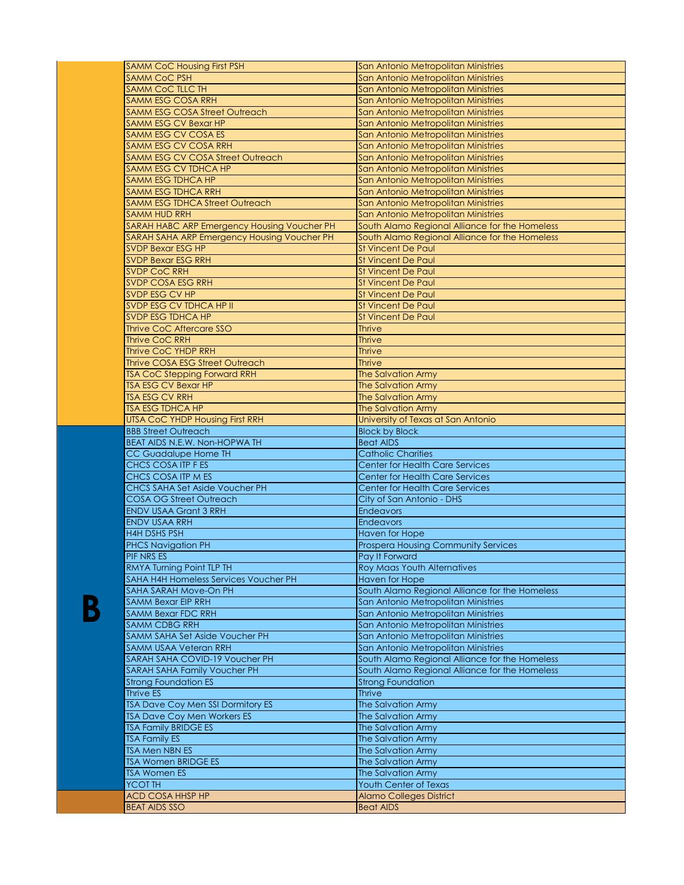| | | |
|---|---|---|
| | SAMM CoC Housing First PSH | San Antonio Metropolitan Ministries |
| | SAMM CoC PSH | San Antonio Metropolitan Ministries |
| | SAMM CoC TLLC TH | San Antonio Metropolitan Ministries |
| | SAMM ESG COSA RRH | San Antonio Metropolitan Ministries |
| | SAMM ESG COSA Street Outreach | San Antonio Metropolitan Ministries |
| | SAMM ESG CV Bexar HP | San Antonio Metropolitan Ministries |
| | SAMM ESG CV COSA ES | San Antonio Metropolitan Ministries |
| | SAMM ESG CV COSA RRH | San Antonio Metropolitan Ministries |
| | SAMM ESG CV COSA Street Outreach | San Antonio Metropolitan Ministries |
| | SAMM ESG CV TDHCA HP | San Antonio Metropolitan Ministries |
| | SAMM ESG TDHCA HP | San Antonio Metropolitan Ministries |
| | SAMM ESG TDHCA RRH | San Antonio Metropolitan Ministries |
| | SAMM ESG TDHCA Street Outreach | San Antonio Metropolitan Ministries |
| | SAMM HUD RRH | San Antonio Metropolitan Ministries |
| | SARAH HABC ARP Emergency Housing Voucher PH | South Alamo Regional Alliance for the Homeless |
| | SARAH SAHA ARP Emergency Housing Voucher PH | South Alamo Regional Alliance for the Homeless |
| | SVDP Bexar ESG HP | St Vincent De Paul |
| | SVDP Bexar ESG RRH | St Vincent De Paul |
| | SVDP CoC RRH | St Vincent De Paul |
| | SVDP COSA ESG RRH | St Vincent De Paul |
| | SVDP ESG CV HP | St Vincent De Paul |
| | SVDP ESG CV TDHCA HP II | St Vincent De Paul |
| | SVDP ESG TDHCA HP | St Vincent De Paul |
| | Thrive CoC Aftercare SSO | Thrive |
| | Thrive CoC RRH | Thrive |
| | Thrive CoC YHDP RRH | Thrive |
| | Thrive COSA ESG Street Outreach | Thrive |
| | TSA CoC Stepping Forward RRH | The Salvation Army |
| | TSA ESG CV Bexar HP | The Salvation Army |
| | TSA ESG CV RRH | The Salvation Army |
| | TSA ESG TDHCA HP | The Salvation Army |
| | UTSA CoC YHDP Housing First RRH | University of Texas at San Antonio |
| **B** | BBB Street Outreach | Block by Block |
| | BEAT AIDS N.E.W. Non-HOPWA TH | Beat AIDS |
| | CC Guadalupe Home TH | Catholic Charities |
| | CHCS COSA ITP F ES | Center for Health Care Services |
| | CHCS COSA ITP M ES | Center for Health Care Services |
| | CHCS SAHA Set Aside Voucher PH | Center for Health Care Services |
| | COSA OG Street Outreach | City of San Antonio - DHS |
| | ENDV USAA Grant 3 RRH | Endeavors |
| | ENDV USAA RRH | Endeavors |
| | H4H DSHS PSH | Haven for Hope |
| | PHCS Navigation PH | Prospera Housing Community Services |
| | PIF NRS ES | Pay It Forward |
| | RMYA Turning Point TLP TH | Roy Maas Youth Alternatives |
| | SAHA H4H Homeless Services Voucher PH | Haven for Hope |
| | SAHA SARAH Move-On PH | South Alamo Regional Alliance for the Homeless |
| | SAMM Bexar EIP RRH | San Antonio Metropolitan Ministries |
| | SAMM Bexar FDC RRH | San Antonio Metropolitan Ministries |
| | SAMM CDBG RRH | San Antonio Metropolitan Ministries |
| | SAMM SAHA Set Aside Voucher PH | San Antonio Metropolitan Ministries |
| | SAMM USAA Veteran RRH | San Antonio Metropolitan Ministries |
| | SARAH SAHA COVID-19 Voucher PH | South Alamo Regional Alliance for the Homeless |
| | SARAH SAHA Family Voucher PH | South Alamo Regional Alliance for the Homeless |
| | Strong Foundation ES | Strong Foundation |
| | Thrive ES | Thrive |
| | TSA Dave Coy Men SSI Dormitory ES | The Salvation Army |
| | TSA Dave Coy Men Workers ES | The Salvation Army |
| | TSA Family BRIDGE ES | The Salvation Army |
| | TSA Family ES | The Salvation Army |
| | TSA Men NBN ES | The Salvation Army |
| | TSA Women BRIDGE ES | The Salvation Army |
| | TSA Women ES | The Salvation Army |
| | YCOT TH | Youth Center of Texas |
| | ACD COSA HHSP HP | Alamo Colleges District |
| | BEAT AIDS SSO | Beat AIDS |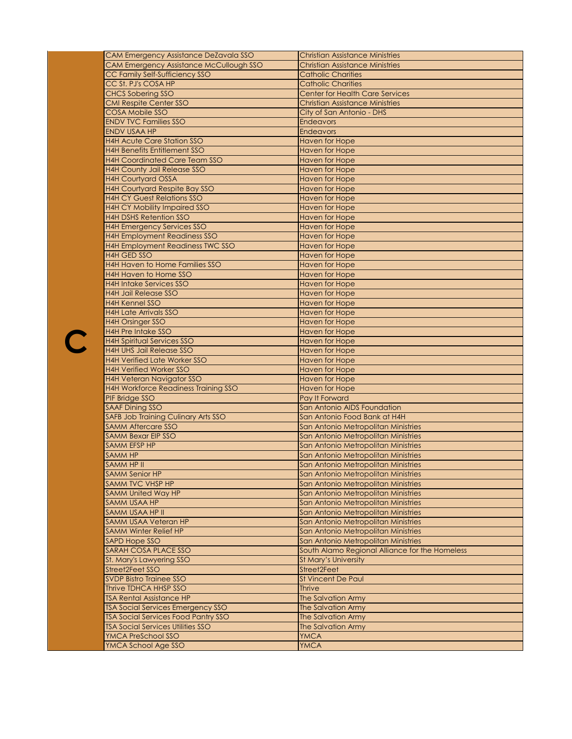C

| | |
|---|---|
| CAM Emergency Assistance DeZavala SSO | Christian Assistance Ministries |
| CAM Emergency Assistance McCullough SSO | Christian Assistance Ministries |
| CC Family Self-Sufficiency SSO | Catholic Charities |
| CC St. PJ's COSA HP | Catholic Charities |
| CHCS Sobering SSO | Center for Health Care Services |
| CMI Respite Center SSO | Christian Assistance Ministries |
| COSA Mobile SSO | City of San Antonio - DHS |
| ENDV TVC Families SSO | Endeavors |
| ENDV USAA HP | Endeavors |
| H4H Acute Care Station SSO | Haven for Hope |
| H4H Benefits Entitlement SSO | Haven for Hope |
| H4H Coordinated Care Team SSO | Haven for Hope |
| H4H County Jail Release SSO | Haven for Hope |
| H4H Courtyard OSSA | Haven for Hope |
| H4H Courtyard Respite Bay SSO | Haven for Hope |
| H4H CY Guest Relations SSO | Haven for Hope |
| H4H CY Mobility Impaired SSO | Haven for Hope |
| H4H DSHS Retention SSO | Haven for Hope |
| H4H Emergency Services SSO | Haven for Hope |
| H4H Employment Readiness SSO | Haven for Hope |
| H4H Employment Readiness TWC SSO | Haven for Hope |
| H4H GED SSO | Haven for Hope |
| H4H Haven to Home Families SSO | Haven for Hope |
| H4H Haven to Home SSO | Haven for Hope |
| H4H Intake Services SSO | Haven for Hope |
| H4H Jail Release SSO | Haven for Hope |
| H4H Kennel SSO | Haven for Hope |
| H4H Late Arrivals SSO | Haven for Hope |
| H4H Orsinger SSO | Haven for Hope |
| H4H Pre Intake SSO | Haven for Hope |
| H4H Spiritual Services SSO | Haven for Hope |
| H4H UHS Jail Release SSO | Haven for Hope |
| H4H Verified Late Worker SSO | Haven for Hope |
| H4H Verified Worker SSO | Haven for Hope |
| H4H Veteran Navigator SSO | Haven for Hope |
| H4H Workforce Readiness Training SSO | Haven for Hope |
| PIF Bridge SSO | Pay It Forward |
| SAAF Dining SSO | San Antonio AIDS Foundation |
| SAFB Job Training Culinary Arts SSO | San Antonio Food Bank at H4H |
| SAMM Aftercare SSO | San Antonio Metropolitan Ministries |
| SAMM Bexar EIP SSO | San Antonio Metropolitan Ministries |
| SAMM EFSP HP | San Antonio Metropolitan Ministries |
| SAMM HP | San Antonio Metropolitan Ministries |
| SAMM HP II | San Antonio Metropolitan Ministries |
| SAMM Senior HP | San Antonio Metropolitan Ministries |
| SAMM TVC VHSP HP | San Antonio Metropolitan Ministries |
| SAMM United Way HP | San Antonio Metropolitan Ministries |
| SAMM USAA HP | San Antonio Metropolitan Ministries |
| SAMM USAA HP II | San Antonio Metropolitan Ministries |
| SAMM USAA Veteran HP | San Antonio Metropolitan Ministries |
| SAMM Winter Relief HP | San Antonio Metropolitan Ministries |
| SAPD Hope SSO | San Antonio Metropolitan Ministries |
| SARAH COSA PLACE SSO | South Alamo Regional Alliance for the Homeless |
| St. Mary's Lawyering SSO | St Mary's University |
| Street2Feet SSO | Street2Feet |
| SVDP Bistro Trainee SSO | St Vincent De Paul |
| Thrive TDHCA HHSP SSO | Thrive |
| TSA Rental Assistance HP | The Salvation Army |
| TSA Social Services Emergency SSO | The Salvation Army |
| TSA Social Services Food Pantry SSO | The Salvation Army |
| TSA Social Services Utilities SSO | The Salvation Army |
| YMCA PreSchool SSO | YMCA |
| YMCA School Age SSO | YMCA |